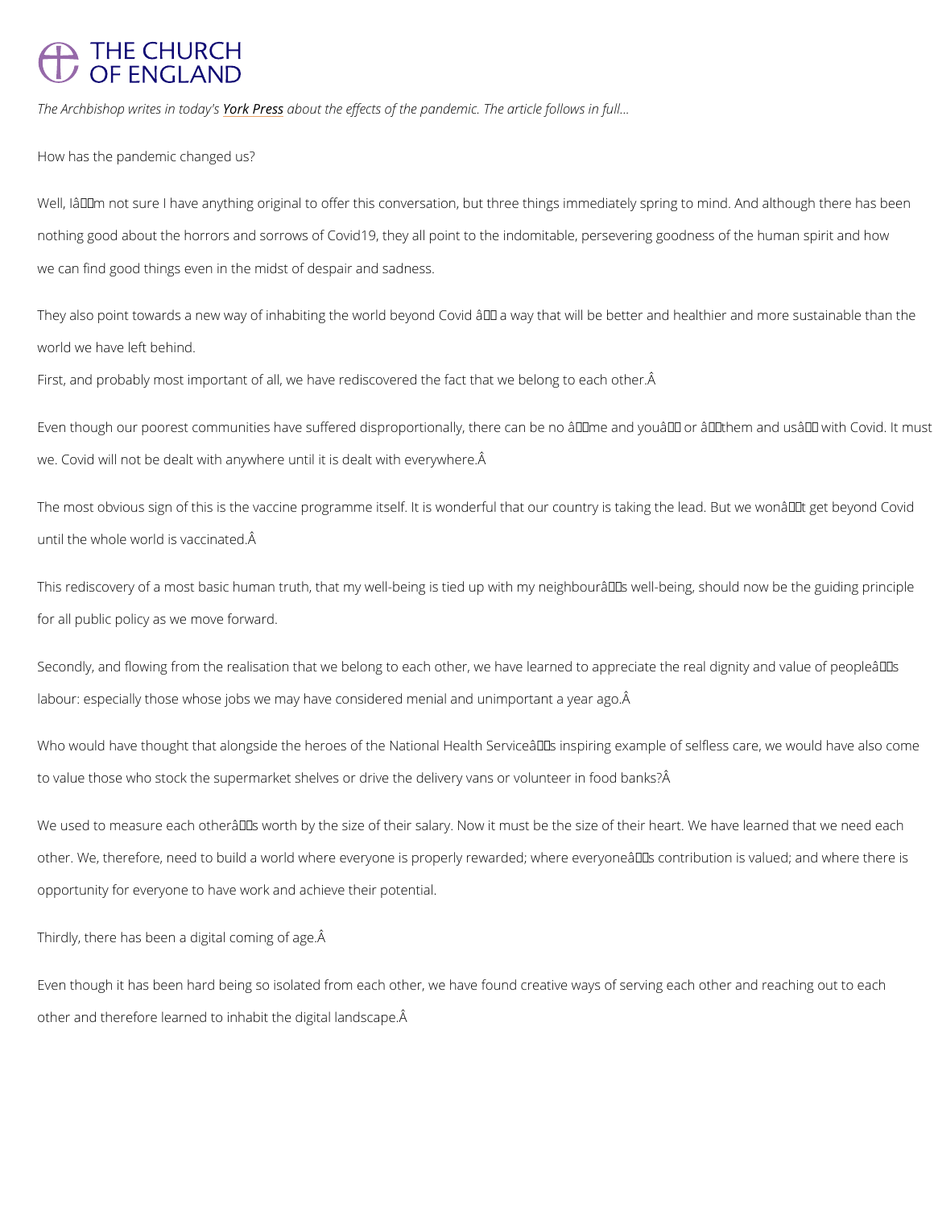*The Archbishop writes in today's York Press about the effects of the pandemic. The article follows in full...*

How has the pandemic changed us?

Well, I’m not sure I have anything original to offer this conversation, but three things immediately spring to mind. And although there has been nothing good about the horrors and sorrows of Covid19, they all point to the indomitable, persevering goodness of the human spirit and how we can find good things even in the midst of despair and sadness.

They also point towards a new way of inhabiting the world beyond Covid – a way that will be better and healthier and more sustainable than the world we have left behind.

First, and probably most important of all, we have rediscovered the fact that we belong to each other.

Even though our poorest communities have suffered disproportionally, there can be no “me and you” or “them and us” with Covid. It must we. Covid will not be dealt with anywhere until it is dealt with everywhere.

The most obvious sign of this is the vaccine programme itself. It is wonderful that our country is taking the lead. But we won’t get beyond Covid until the whole world is vaccinated.

This rediscovery of a most basic human truth, that my well-being is tied up with my neighbour’s well-being, should now be the guiding principle for all public policy as we move forward.

Secondly, and flowing from the realisation that we belong to each other, we have learned to appreciate the real dignity and value of people’s labour: especially those whose jobs we may have considered menial and unimportant a year ago.

Who would have thought that alongside the heroes of the National Health Service’s inspiring example of selfless care, we would have also come to value those who stock the supermarket shelves or drive the delivery vans or volunteer in food banks?

We used to measure each other’s worth by the size of their salary. Now it must be the size of their heart. We have learned that we need each other. We, therefore, need to build a world where everyone is properly rewarded; where everyone’s contribution is valued; and where there is opportunity for everyone to have work and achieve their potential.

Thirdly, there has been a digital coming of age.

Even though it has been hard being so isolated from each other, we have found creative ways of serving each other and reaching out to each other and therefore learned to inhabit the digital landscape.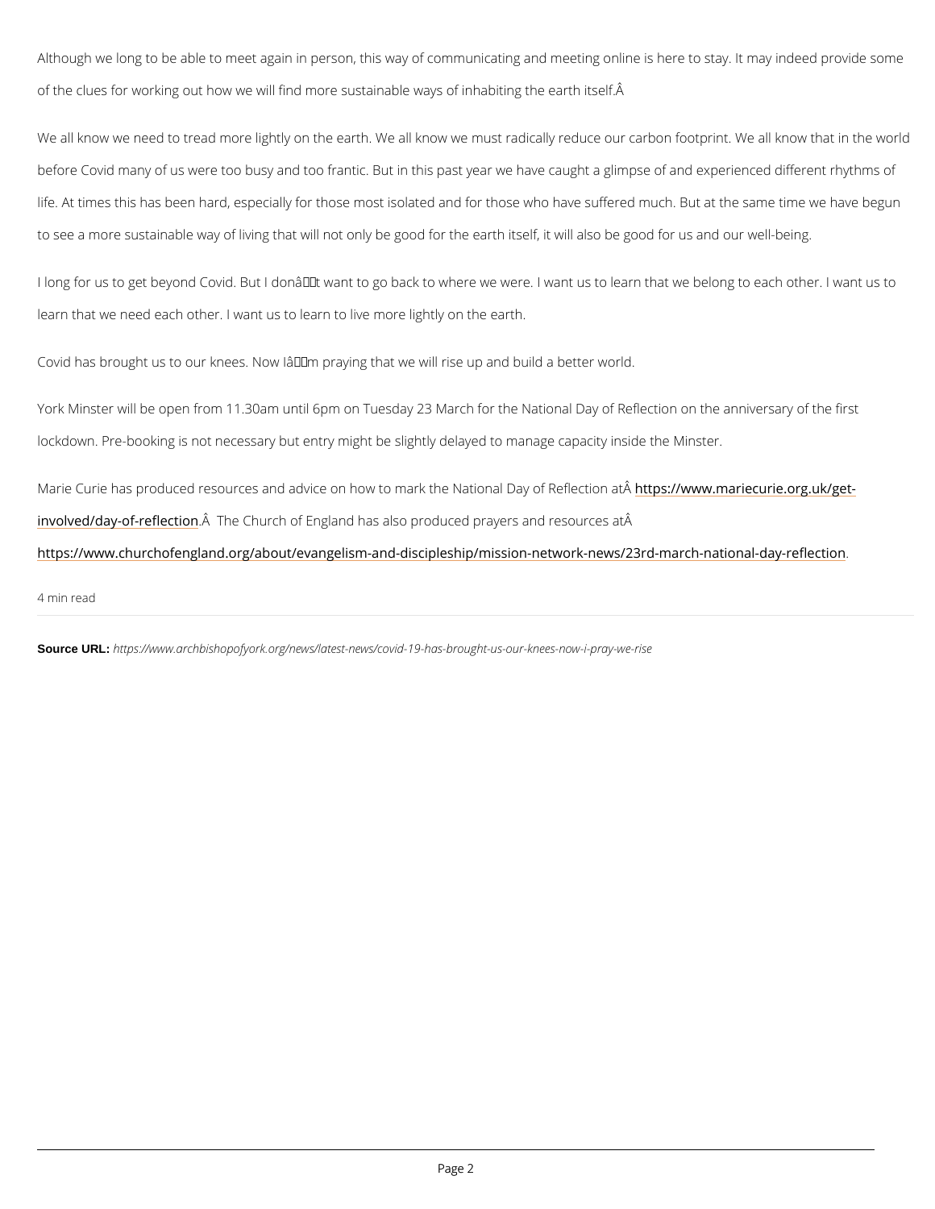Although we long to be able to meet again in person, this way of communicating and meeting online is here to stay. It may indeed provide some of the clues for working out how we will find more sustainable ways of inhabiting the earth itself. 

We all know we need to tread more lightly on the earth. We all know we must radically reduce our carbon footprint. We all know that in the world before Covid many of us were too busy and too frantic. But in this past year we have caught a glimpse of and experienced different rhythms of life. At times this has been hard, especially for those most isolated and for those who have suffered much. But at the same time we have begun to see a more sustainable way of living that will not only be good for the earth itself, it will also be good for us and our well-being.

I long for us to get beyond Covid. But I don't want to go back to where we were. I want us to learn that we belong to each other. I want us to learn that we need each other. I want us to learn to live more lightly on the earth.

Covid has brought us to our knees. Now I'm praying that we will rise up and build a better world.

York Minster will be open from 11.30am until 6pm on Tuesday 23 March for the National Day of Reflection on the anniversary of the first lockdown. Pre-booking is not necessary but entry might be slightly delayed to manage capacity inside the Minster.

Marie Curie has produced resources and advice on how to mark the National Day of Reflection at https://www.mariecurie.org.uk/get-involved/day-of-reflection. The Church of England has also produced prayers and resources at https://www.churchofengland.org/about/evangelism-and-discipleship/mission-network-news/23rd-march-national-day-reflection.

4 min read

**Source URL:** *https://www.archbishopofyork.org/news/latest-news/covid-19-has-brought-us-our-knees-now-i-pray-we-rise*